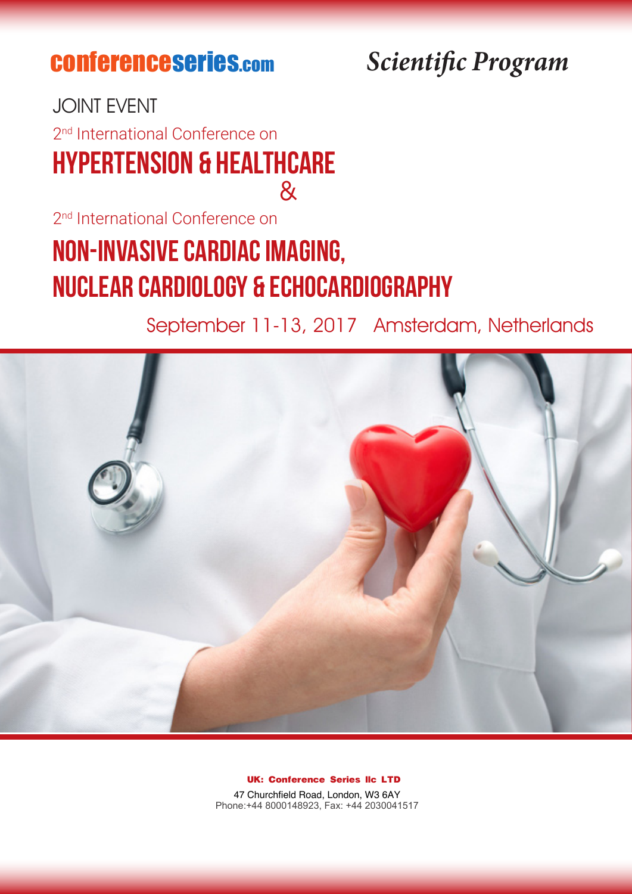conferenceseries.com

*Scientific Program*

JOINT EVENT

2nd International Conference on

# HYPERTENSION & HEALTHCARE

&

2nd International Conference on

# NON-INVASIVE CARDIAC IMAGING, NUCLEAR CARDIOLOGY & ECHOCARDIOGRAPHY

September 11-13, 2017 Amsterdam, Netherlands

**UK: Conference Series llc LTD**

47 Churchfield Road, London, W3 6AY
Phone:+44 8000148923, Fax: +44 2030041517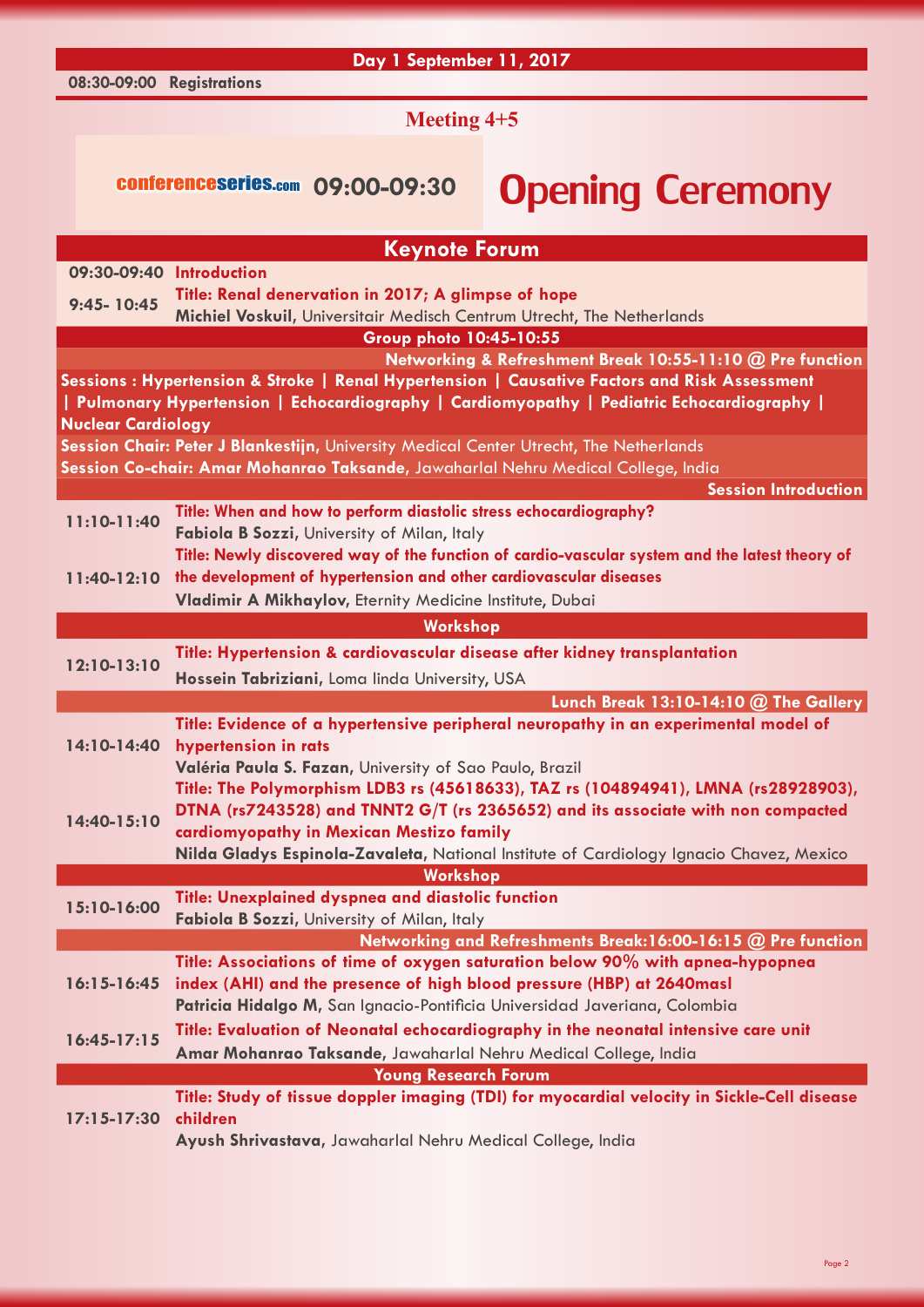## Day 1 September 11, 2017

**08:30-09:00 Registrations**

### Meeting 4+5

conferenceseries.com **09:00-09:30** **Opening Ceremony**

## Keynote Forum

**09:30-09:40 Introduction**

**9:45- 10:45** **Title: Renal denervation in 2017; A glimpse of hope**
**Michiel Voskuil**, Universitair Medisch Centrum Utrecht, The Netherlands

**Group photo 10:45-10:55**

**Networking & Refreshment Break 10:55-11:10 @ Pre function**

**Sessions : Hypertension & Stroke | Renal Hypertension | Causative Factors and Risk Assessment | Pulmonary Hypertension | Echocardiography | Cardiomyopathy | Pediatric Echocardiography | Nuclear Cardiology**

**Session Chair: Peter J Blankestijn**, University Medical Center Utrecht, The Netherlands

**Session Co-chair: Amar Mohanrao Taksande**, Jawaharlal Nehru Medical College, India

**Session Introduction**

**11:10-11:40** **Title: When and how to perform diastolic stress echocardiography?**
**Fabiola B Sozzi**, University of Milan, Italy

**11:40-12:10** **Title: Newly discovered way of the function of cardio-vascular system and the latest theory of the development of hypertension and other cardiovascular diseases**
**Vladimir A Mikhaylov**, Eternity Medicine Institute, Dubai

## Workshop

**12:10-13:10** **Title: Hypertension & cardiovascular disease after kidney transplantation**
**Hossein Tabriziani**, Loma linda University, USA

**Lunch Break 13:10-14:10 @ The Gallery**

**14:10-14:40** **Title: Evidence of a hypertensive peripheral neuropathy in an experimental model of hypertension in rats**
**Valéria Paula S. Fazan**, University of Sao Paulo, Brazil

**14:40-15:10** **Title: The Polymorphism LDB3 rs (45618633), TAZ rs (104894941), LMNA (rs28928903), DTNA (rs7243528) and TNNT2 G/T (rs 2365652) and its associate with non compacted cardiomyopathy in Mexican Mestizo family**
**Nilda Gladys Espinola-Zavaleta**, National Institute of Cardiology Ignacio Chavez, Mexico

## Workshop

**15:10-16:00** **Title: Unexplained dyspnea and diastolic function**
**Fabiola B Sozzi**, University of Milan, Italy

**Networking and Refreshments Break:16:00-16:15 @ Pre function**

**16:15-16:45** **Title: Associations of time of oxygen saturation below 90% with apnea-hypopnea index (AHI) and the presence of high blood pressure (HBP) at 2640masl**
**Patricia Hidalgo M**, San Ignacio-Pontificia Universidad Javeriana, Colombia

**16:45-17:15** **Title: Evaluation of Neonatal echocardiography in the neonatal intensive care unit**
**Amar Mohanrao Taksande**, Jawaharlal Nehru Medical College, India

## Young Research Forum

**17:15-17:30** **Title: Study of tissue doppler imaging (TDI) for myocardial velocity in Sickle-Cell disease children**
**Ayush Shrivastava**, Jawaharlal Nehru Medical College, India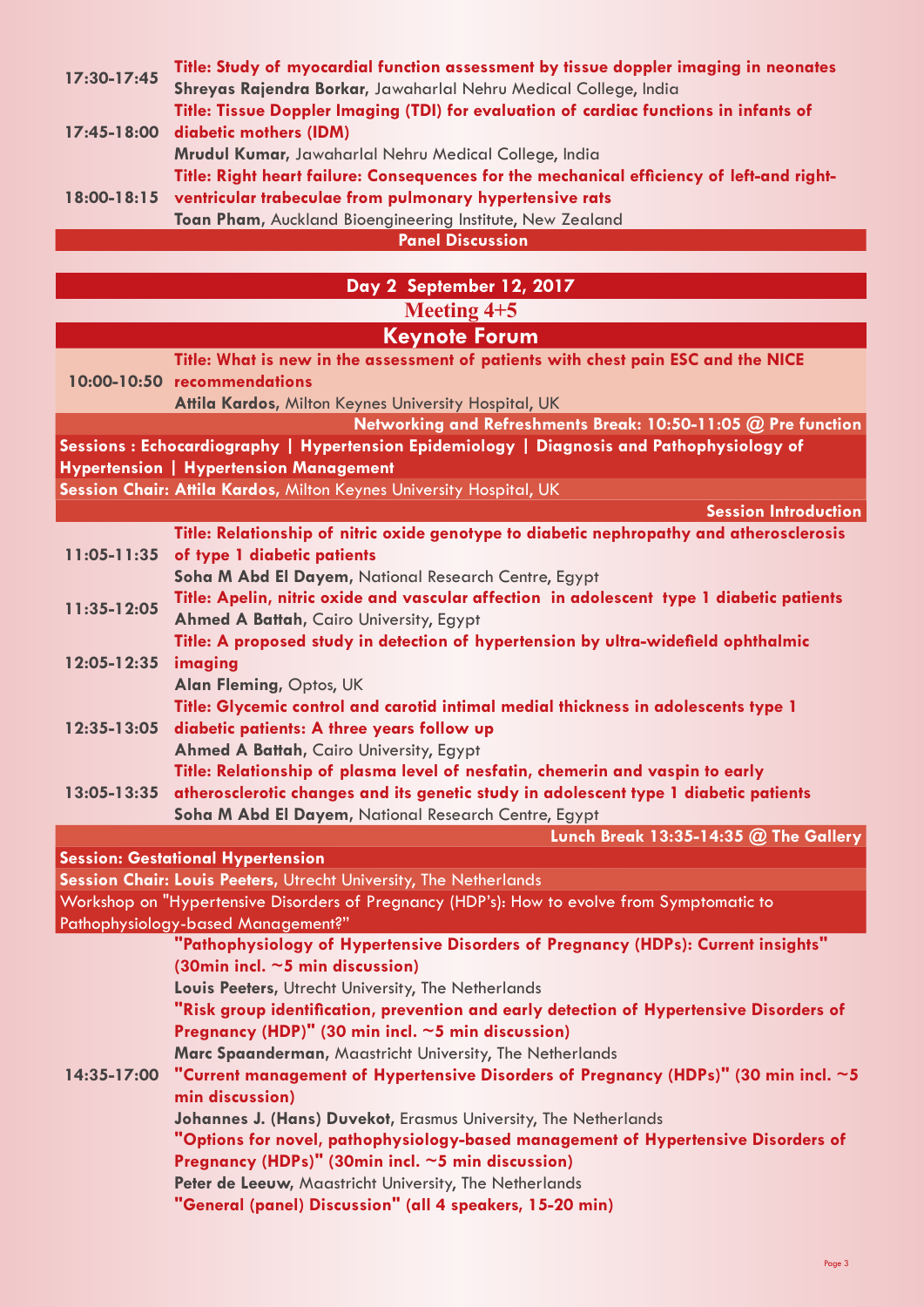**17:30-17:45** **Title: Study of myocardial function assessment by tissue doppler imaging in neonates**
**Shreyas Rajendra Borkar**, Jawaharlal Nehru Medical College, India

**17:45-18:00** **Title: Tissue Doppler Imaging (TDI) for evaluation of cardiac functions in infants of diabetic mothers (IDM)**
**Mrudul Kumar**, Jawaharlal Nehru Medical College, India

**18:00-18:15** **Title: Right heart failure: Consequences for the mechanical efficiency of left-and right-ventricular trabeculae from pulmonary hypertensive rats**
**Toan Pham**, Auckland Bioengineering Institute, New Zealand

**Panel Discussion**

## Day 2 September 12, 2017

### Meeting 4+5

### Keynote Forum

**10:00-10:50** **Title: What is new in the assessment of patients with chest pain ESC and the NICE recommendations**
**Attila Kardos**, Milton Keynes University Hospital, UK

**Networking and Refreshments Break: 10:50-11:05 @ Pre function**

**Sessions : Echocardiography | Hypertension Epidemiology | Diagnosis and Pathophysiology of Hypertension | Hypertension Management**

**Session Chair: Attila Kardos**, Milton Keynes University Hospital, UK

**Session Introduction**

**11:05-11:35** **Title: Relationship of nitric oxide genotype to diabetic nephropathy and atherosclerosis of type 1 diabetic patients**
**Soha M Abd El Dayem**, National Research Centre, Egypt

**11:35-12:05** **Title: Apelin, nitric oxide and vascular affection in adolescent type 1 diabetic patients**
**Ahmed A Battah**, Cairo University, Egypt

**12:05-12:35** **Title: A proposed study in detection of hypertension by ultra-widefield ophthalmic imaging**
**Alan Fleming**, Optos, UK

**12:35-13:05** **Title: Glycemic control and carotid intimal medial thickness in adolescents type 1 diabetic patients: A three years follow up**
**Ahmed A Battah**, Cairo University, Egypt

**13:05-13:35** **Title: Relationship of plasma level of nesfatin, chemerin and vaspin to early atherosclerotic changes and its genetic study in adolescent type 1 diabetic patients**
**Soha M Abd El Dayem**, National Research Centre, Egypt

**Lunch Break 13:35-14:35 @ The Gallery**

**Session: Gestational Hypertension**

**Session Chair: Louis Peeters**, Utrecht University, The Netherlands

Workshop on "Hypertensive Disorders of Pregnancy (HDP's): How to evolve from Symptomatic to Pathophysiology-based Management?"

**14:35-17:00**

**"Pathophysiology of Hypertensive Disorders of Pregnancy (HDPs): Current insights" (30min incl. ~5 min discussion)**
**Louis Peeters**, Utrecht University, The Netherlands

**"Risk group identification, prevention and early detection of Hypertensive Disorders of Pregnancy (HDP)" (30 min incl. ~5 min discussion)**
**Marc Spaanderman**, Maastricht University, The Netherlands

**"Current management of Hypertensive Disorders of Pregnancy (HDPs)" (30 min incl. ~5 min discussion)**
**Johannes J. (Hans) Duvekot**, Erasmus University, The Netherlands

**"Options for novel, pathophysiology-based management of Hypertensive Disorders of Pregnancy (HDPs)" (30min incl. ~5 min discussion)**
**Peter de Leeuw**, Maastricht University, The Netherlands

**"General (panel) Discussion" (all 4 speakers, 15-20 min)**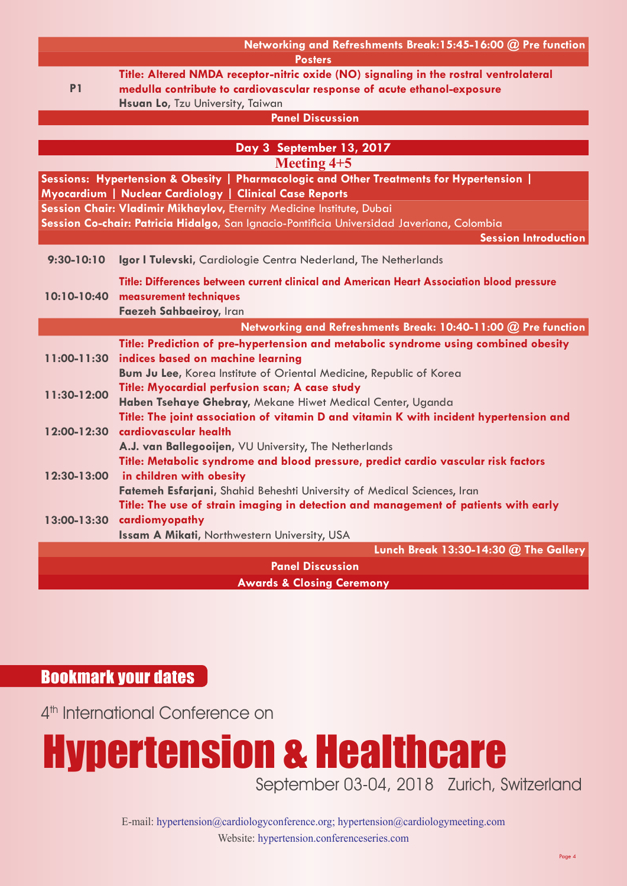**Networking and Refreshments Break:15:45-16:00 @ Pre function**

**Posters**

| | |
|---|---|
| P1 | **Title: Altered NMDA receptor-nitric oxide (NO) signaling in the rostral ventrolateral medulla contribute to cardiovascular response of acute ethanol-exposure**<br>**Hsuan Lo,** Tzu University, Taiwan |

**Panel Discussion**

## Day 3 September 13, 2017

### Meeting 4+5

**Sessions: Hypertension & Obesity | Pharmacologic and Other Treatments for Hypertension | Myocardium | Nuclear Cardiology | Clinical Case Reports**

**Session Chair: Vladimir Mikhaylov,** Eternity Medicine Institute, Dubai

**Session Co-chair: Patricia Hidalgo,** San Ignacio-Pontificia Universidad Javeriana, Colombia

**Session Introduction**

| | |
|---|---|
| 9:30-10:10 | **Igor I Tulevski,** Cardiologie Centra Nederland, The Netherlands |
| 10:10-10:40 | **Title: Differences between current clinical and American Heart Association blood pressure measurement techniques**<br>**Faezeh Sahbaeiroy,** Iran |

**Networking and Refreshments Break: 10:40-11:00 @ Pre function**

| | |
|---|---|
| 11:00-11:30 | **Title: Prediction of pre-hypertension and metabolic syndrome using combined obesity indices based on machine learning**<br>**Bum Ju Lee,** Korea Institute of Oriental Medicine, Republic of Korea |
| 11:30-12:00 | **Title: Myocardial perfusion scan; A case study**<br>**Haben Tsehaye Ghebray,** Mekane Hiwet Medical Center, Uganda |
| 12:00-12:30 | **Title: The joint association of vitamin D and vitamin K with incident hypertension and cardiovascular health**<br>**A.J. van Ballegooijen,** VU University, The Netherlands |
| 12:30-13:00 | **Title: Metabolic syndrome and blood pressure, predict cardio vascular risk factors in children with obesity**<br>**Fatemeh Esfarjani,** Shahid Beheshti University of Medical Sciences, Iran |
| 13:00-13:30 | **Title: The use of strain imaging in detection and management of patients with early cardiomyopathy**<br>**Issam A Mikati,** Northwestern University, USA |

**Lunch Break 13:30-14:30 @ The Gallery**

**Panel Discussion**

**Awards & Closing Ceremony**

## Bookmark your dates

4th International Conference on

# Hypertension & Healthcare

September 03-04, 2018 Zurich, Switzerland

E-mail: hypertension@cardiologyconference.org; hypertension@cardiologymeeting.com

Website: hypertension.conferenceseries.com